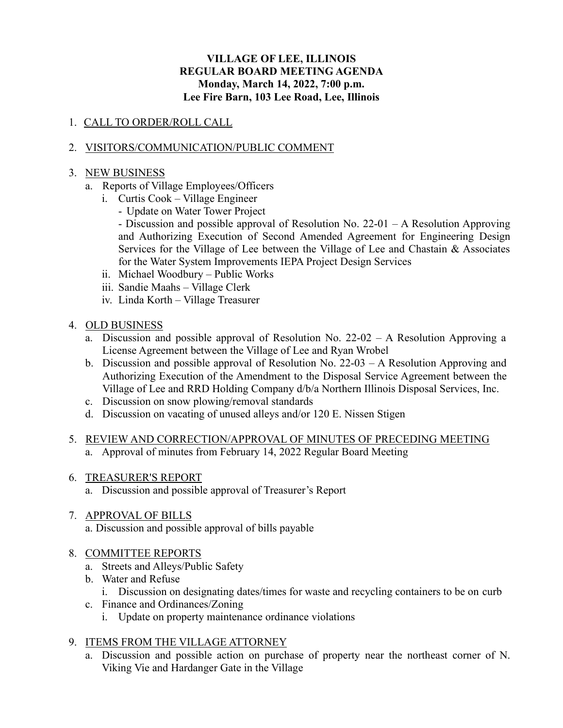**VILLAGE OF LEE, ILLINOIS**
**REGULAR BOARD MEETING AGENDA**
**Monday, March 14, 2022, 7:00 p.m.**
**Lee Fire Barn, 103 Lee Road, Lee, Illinois**

1. <u>CALL TO ORDER/ROLL CALL</u>

2. <u>VISITORS/COMMUNICATION/PUBLIC COMMENT</u>

3. <u>NEW BUSINESS</u>
   a. Reports of Village Employees/Officers
      i. Curtis Cook – Village Engineer
         - Update on Water Tower Project
         - Discussion and possible approval of Resolution No. 22-01 – A Resolution Approving and Authorizing Execution of Second Amended Agreement for Engineering Design Services for the Village of Lee between the Village of Lee and Chastain & Associates for the Water System Improvements IEPA Project Design Services
      ii. Michael Woodbury – Public Works
      iii. Sandie Maahs – Village Clerk
      iv. Linda Korth – Village Treasurer

4. <u>OLD BUSINESS</u>
   a. Discussion and possible approval of Resolution No. 22-02 – A Resolution Approving a License Agreement between the Village of Lee and Ryan Wrobel
   b. Discussion and possible approval of Resolution No. 22-03 – A Resolution Approving and Authorizing Execution of the Amendment to the Disposal Service Agreement between the Village of Lee and RRD Holding Company d/b/a Northern Illinois Disposal Services, Inc.
   c. Discussion on snow plowing/removal standards
   d. Discussion on vacating of unused alleys and/or 120 E. Nissen Stigen

5. <u>REVIEW AND CORRECTION/APPROVAL OF MINUTES OF PRECEDING MEETING</u>
   a. Approval of minutes from February 14, 2022 Regular Board Meeting

6. <u>TREASURER'S REPORT</u>
   a. Discussion and possible approval of Treasurer's Report

7. <u>APPROVAL OF BILLS</u>
   a. Discussion and possible approval of bills payable

8. <u>COMMITTEE REPORTS</u>
   a. Streets and Alleys/Public Safety
   b. Water and Refuse
      i. Discussion on designating dates/times for waste and recycling containers to be on curb
   c. Finance and Ordinances/Zoning
      i. Update on property maintenance ordinance violations

9. <u>ITEMS FROM THE VILLAGE ATTORNEY</u>
   a. Discussion and possible action on purchase of property near the northeast corner of N. Viking Vie and Hardanger Gate in the Village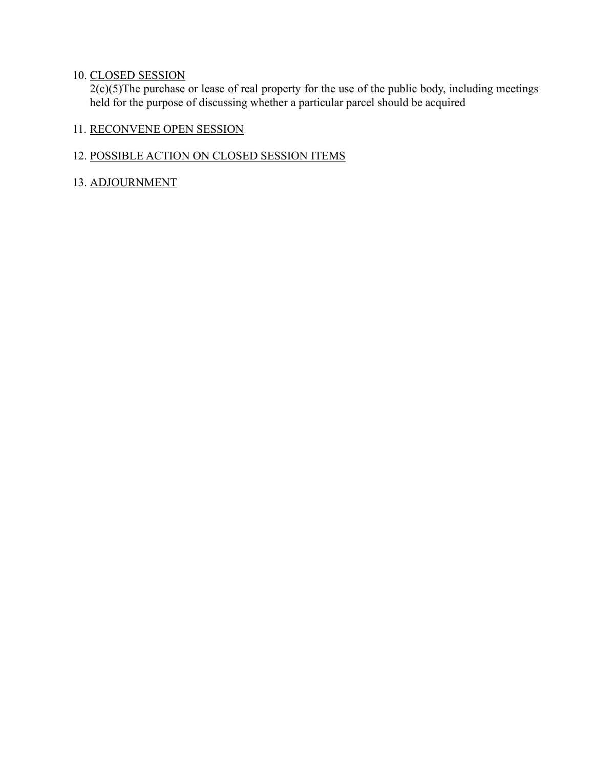10. CLOSED SESSION
    2(c)(5)The purchase or lease of real property for the use of the public body, including meetings held for the purpose of discussing whether a particular parcel should be acquired

11. RECONVENE OPEN SESSION

12. POSSIBLE ACTION ON CLOSED SESSION ITEMS

13. ADJOURNMENT